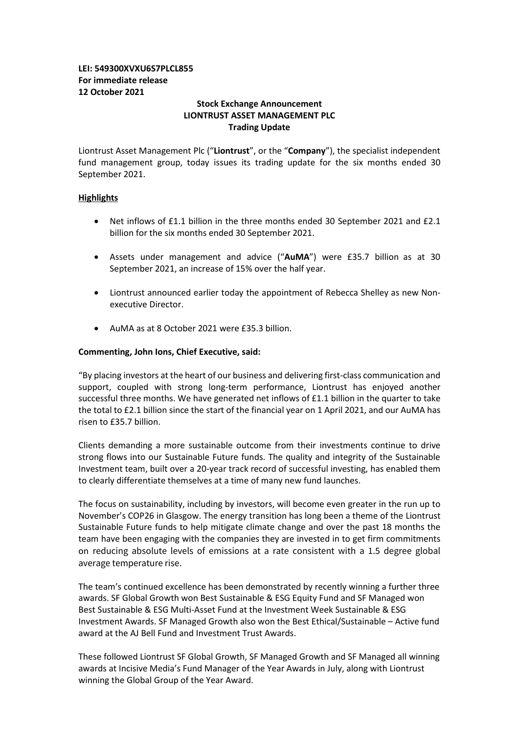**LEI: 549300XVXU6S7PLCL855**
**For immediate release**
**12 October 2021**

**Stock Exchange Announcement**
**LIONTRUST ASSET MANAGEMENT PLC**
**Trading Update**

Liontrust Asset Management Plc ("**Liontrust**", or the "**Company**"), the specialist independent fund management group, today issues its trading update for the six months ended 30 September 2021.

**Highlights**

- Net inflows of £1.1 billion in the three months ended 30 September 2021 and £2.1 billion for the six months ended 30 September 2021.
- Assets under management and advice ("**AuMA**") were £35.7 billion as at 30 September 2021, an increase of 15% over the half year.
- Liontrust announced earlier today the appointment of Rebecca Shelley as new Non-executive Director.
- AuMA as at 8 October 2021 were £35.3 billion.

**Commenting, John Ions, Chief Executive, said:**

"By placing investors at the heart of our business and delivering first-class communication and support, coupled with strong long-term performance, Liontrust has enjoyed another successful three months. We have generated net inflows of £1.1 billion in the quarter to take the total to £2.1 billion since the start of the financial year on 1 April 2021, and our AuMA has risen to £35.7 billion.

Clients demanding a more sustainable outcome from their investments continue to drive strong flows into our Sustainable Future funds. The quality and integrity of the Sustainable Investment team, built over a 20-year track record of successful investing, has enabled them to clearly differentiate themselves at a time of many new fund launches.

The focus on sustainability, including by investors, will become even greater in the run up to November's COP26 in Glasgow. The energy transition has long been a theme of the Liontrust Sustainable Future funds to help mitigate climate change and over the past 18 months the team have been engaging with the companies they are invested in to get firm commitments on reducing absolute levels of emissions at a rate consistent with a 1.5 degree global average temperature rise.

The team's continued excellence has been demonstrated by recently winning a further three awards. SF Global Growth won Best Sustainable & ESG Equity Fund and SF Managed won Best Sustainable & ESG Multi-Asset Fund at the Investment Week Sustainable & ESG Investment Awards. SF Managed Growth also won the Best Ethical/Sustainable – Active fund award at the AJ Bell Fund and Investment Trust Awards.

These followed Liontrust SF Global Growth, SF Managed Growth and SF Managed all winning awards at Incisive Media's Fund Manager of the Year Awards in July, along with Liontrust winning the Global Group of the Year Award.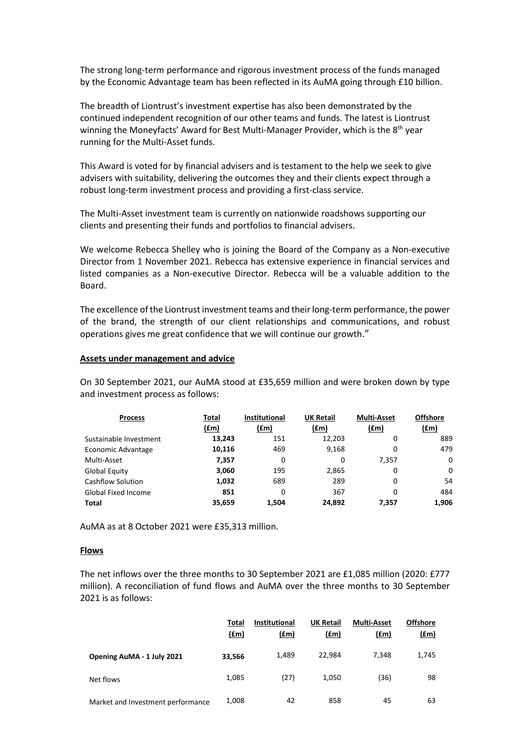The strong long-term performance and rigorous investment process of the funds managed by the Economic Advantage team has been reflected in its AuMA going through £10 billion.

The breadth of Liontrust's investment expertise has also been demonstrated by the continued independent recognition of our other teams and funds. The latest is Liontrust winning the Moneyfacts' Award for Best Multi-Manager Provider, which is the 8th year running for the Multi-Asset funds.

This Award is voted for by financial advisers and is testament to the help we seek to give advisers with suitability, delivering the outcomes they and their clients expect through a robust long-term investment process and providing a first-class service.

The Multi-Asset investment team is currently on nationwide roadshows supporting our clients and presenting their funds and portfolios to financial advisers.

We welcome Rebecca Shelley who is joining the Board of the Company as a Non-executive Director from 1 November 2021. Rebecca has extensive experience in financial services and listed companies as a Non-executive Director. Rebecca will be a valuable addition to the Board.

The excellence of the Liontrust investment teams and their long-term performance, the power of the brand, the strength of our client relationships and communications, and robust operations gives me great confidence that we will continue our growth."

## Assets under management and advice

On 30 September 2021, our AuMA stood at £35,659 million and were broken down by type and investment process as follows:

| Process | Total (£m) | Institutional (£m) | UK Retail (£m) | Multi-Asset (£m) | Offshore (£m) |
|---|---|---|---|---|---|
| Sustainable Investment | **13,243** | 151 | 12,203 | 0 | 889 |
| Economic Advantage | **10,116** | 469 | 9,168 | 0 | 479 |
| Multi-Asset | **7,357** | 0 | 0 | 7,357 | 0 |
| Global Equity | **3,060** | 195 | 2,865 | 0 | 0 |
| Cashflow Solution | **1,032** | 689 | 289 | 0 | 54 |
| Global Fixed Income | **851** | 0 | 367 | 0 | 484 |
| **Total** | **35,659** | **1,504** | **24,892** | **7,357** | **1,906** |

AuMA as at 8 October 2021 were £35,313 million.

## Flows

The net inflows over the three months to 30 September 2021 are £1,085 million (2020: £777 million). A reconciliation of fund flows and AuMA over the three months to 30 September 2021 is as follows:

| | Total (£m) | Institutional (£m) | UK Retail (£m) | Multi-Asset (£m) | Offshore (£m) |
|---|---|---|---|---|---|
| **Opening AuMA - 1 July 2021** | **33,566** | 1,489 | 22,984 | 7,348 | 1,745 |
| Net flows | 1,085 | (27) | 1,050 | (36) | 98 |
| Market and Investment performance | 1,008 | 42 | 858 | 45 | 63 |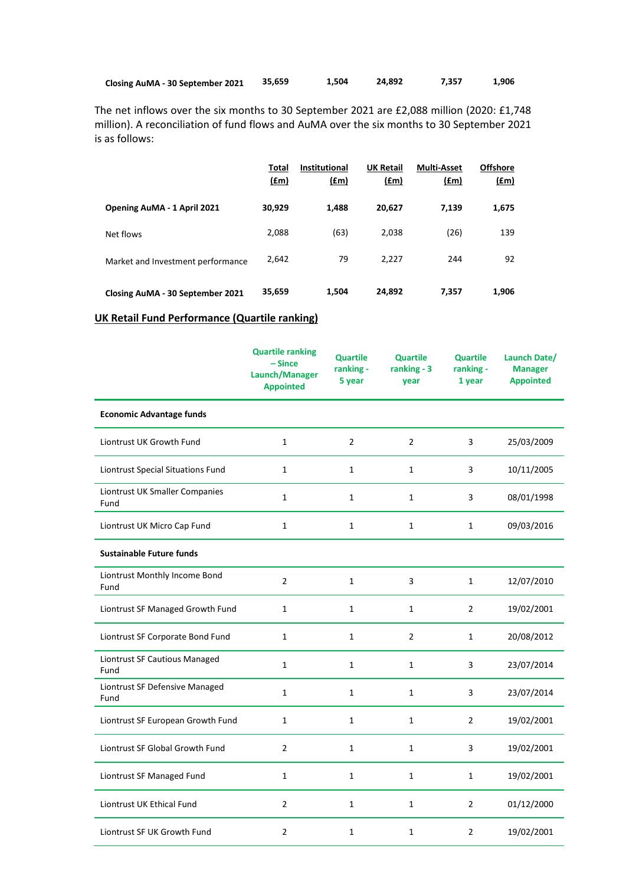| | | | | | |
|---|---|---|---|---|---|
| **Closing AuMA - 30 September 2021** | **35,659** | **1,504** | **24,892** | **7,357** | **1,906** |

The net inflows over the six months to 30 September 2021 are £2,088 million (2020: £1,748 million). A reconciliation of fund flows and AuMA over the six months to 30 September 2021 is as follows:

| | Total (£m) | Institutional (£m) | UK Retail (£m) | Multi-Asset (£m) | Offshore (£m) |
|---|---|---|---|---|---|
| **Opening AuMA - 1 April 2021** | **30,929** | **1,488** | **20,627** | **7,139** | **1,675** |
| Net flows | 2,088 | (63) | 2,038 | (26) | 139 |
| Market and Investment performance | 2,642 | 79 | 2,227 | 244 | 92 |
| **Closing AuMA - 30 September 2021** | **35,659** | **1,504** | **24,892** | **7,357** | **1,906** |

## UK Retail Fund Performance (Quartile ranking)

| | Quartile ranking – Since Launch/Manager Appointed | Quartile ranking - 5 year | Quartile ranking - 3 year | Quartile ranking - 1 year | Launch Date/ Manager Appointed |
|---|---|---|---|---|---|
| **Economic Advantage funds** | | | | | |
| Liontrust UK Growth Fund | 1 | 2 | 2 | 3 | 25/03/2009 |
| Liontrust Special Situations Fund | 1 | 1 | 1 | 3 | 10/11/2005 |
| Liontrust UK Smaller Companies Fund | 1 | 1 | 1 | 3 | 08/01/1998 |
| Liontrust UK Micro Cap Fund | 1 | 1 | 1 | 1 | 09/03/2016 |
| **Sustainable Future funds** | | | | | |
| Liontrust Monthly Income Bond Fund | 2 | 1 | 3 | 1 | 12/07/2010 |
| Liontrust SF Managed Growth Fund | 1 | 1 | 1 | 2 | 19/02/2001 |
| Liontrust SF Corporate Bond Fund | 1 | 1 | 2 | 1 | 20/08/2012 |
| Liontrust SF Cautious Managed Fund | 1 | 1 | 1 | 3 | 23/07/2014 |
| Liontrust SF Defensive Managed Fund | 1 | 1 | 1 | 3 | 23/07/2014 |
| Liontrust SF European Growth Fund | 1 | 1 | 1 | 2 | 19/02/2001 |
| Liontrust SF Global Growth Fund | 2 | 1 | 1 | 3 | 19/02/2001 |
| Liontrust SF Managed Fund | 1 | 1 | 1 | 1 | 19/02/2001 |
| Liontrust UK Ethical Fund | 2 | 1 | 1 | 2 | 01/12/2000 |
| Liontrust SF UK Growth Fund | 2 | 1 | 1 | 2 | 19/02/2001 |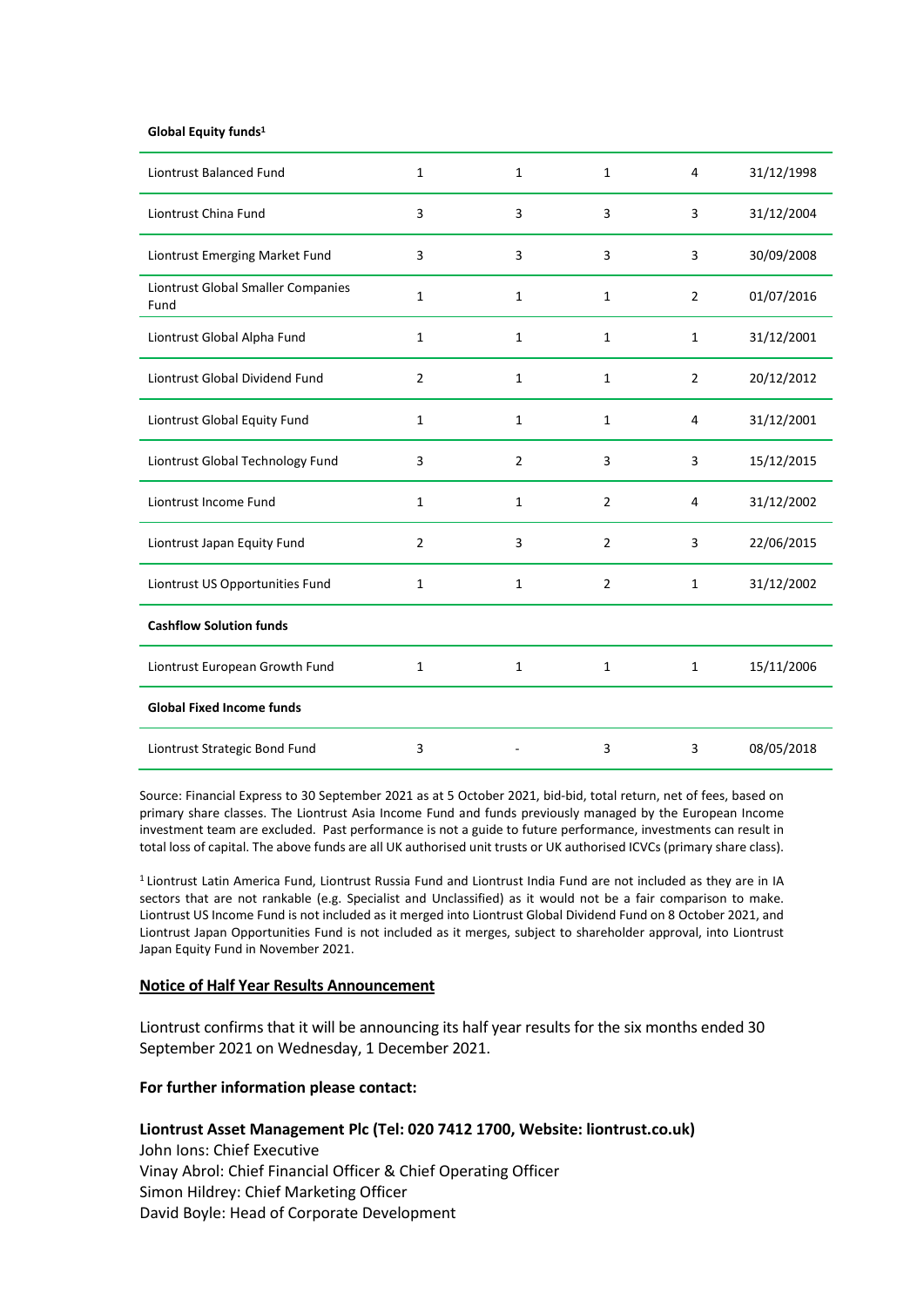| Global Equity funds[1] | | | | | |
|---|---|---|---|---|---|
| Liontrust Balanced Fund | 1 | 1 | 1 | 4 | 31/12/1998 |
| Liontrust China Fund | 3 | 3 | 3 | 3 | 31/12/2004 |
| Liontrust Emerging Market Fund | 3 | 3 | 3 | 3 | 30/09/2008 |
| Liontrust Global Smaller Companies Fund | 1 | 1 | 1 | 2 | 01/07/2016 |
| Liontrust Global Alpha Fund | 1 | 1 | 1 | 1 | 31/12/2001 |
| Liontrust Global Dividend Fund | 2 | 1 | 1 | 2 | 20/12/2012 |
| Liontrust Global Equity Fund | 1 | 1 | 1 | 4 | 31/12/2001 |
| Liontrust Global Technology Fund | 3 | 2 | 3 | 3 | 15/12/2015 |
| Liontrust Income Fund | 1 | 1 | 2 | 4 | 31/12/2002 |
| Liontrust Japan Equity Fund | 2 | 3 | 2 | 3 | 22/06/2015 |
| Liontrust US Opportunities Fund | 1 | 1 | 2 | 1 | 31/12/2002 |
| **Cashflow Solution funds** | | | | | |
| Liontrust European Growth Fund | 1 | 1 | 1 | 1 | 15/11/2006 |
| **Global Fixed Income funds** | | | | | |
| Liontrust Strategic Bond Fund | 3 | - | 3 | 3 | 08/05/2018 |

Source: Financial Express to 30 September 2021 as at 5 October 2021, bid-bid, total return, net of fees, based on primary share classes. The Liontrust Asia Income Fund and funds previously managed by the European Income investment team are excluded. Past performance is not a guide to future performance, investments can result in total loss of capital. The above funds are all UK authorised unit trusts or UK authorised ICVCs (primary share class).

[1] Liontrust Latin America Fund, Liontrust Russia Fund and Liontrust India Fund are not included as they are in IA sectors that are not rankable (e.g. Specialist and Unclassified) as it would not be a fair comparison to make. Liontrust US Income Fund is not included as it merged into Liontrust Global Dividend Fund on 8 October 2021, and Liontrust Japan Opportunities Fund is not included as it merges, subject to shareholder approval, into Liontrust Japan Equity Fund in November 2021.

## Notice of Half Year Results Announcement

Liontrust confirms that it will be announcing its half year results for the six months ended 30 September 2021 on Wednesday, 1 December 2021.

**For further information please contact:**

**Liontrust Asset Management Plc (Tel: 020 7412 1700, Website: liontrust.co.uk)**
John Ions: Chief Executive
Vinay Abrol: Chief Financial Officer & Chief Operating Officer
Simon Hildrey: Chief Marketing Officer
David Boyle: Head of Corporate Development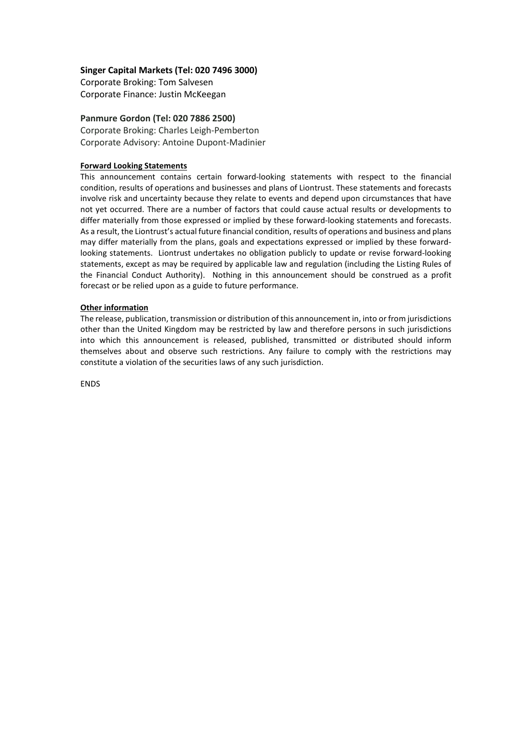**Singer Capital Markets (Tel: 020 7496 3000)**
Corporate Broking: Tom Salvesen
Corporate Finance: Justin McKeegan

**Panmure Gordon (Tel: 020 7886 2500)**
Corporate Broking: Charles Leigh-Pemberton
Corporate Advisory: Antoine Dupont-Madinier

**Forward Looking Statements**

This announcement contains certain forward-looking statements with respect to the financial condition, results of operations and businesses and plans of Liontrust. These statements and forecasts involve risk and uncertainty because they relate to events and depend upon circumstances that have not yet occurred. There are a number of factors that could cause actual results or developments to differ materially from those expressed or implied by these forward-looking statements and forecasts. As a result, the Liontrust's actual future financial condition, results of operations and business and plans may differ materially from the plans, goals and expectations expressed or implied by these forward-looking statements. Liontrust undertakes no obligation publicly to update or revise forward-looking statements, except as may be required by applicable law and regulation (including the Listing Rules of the Financial Conduct Authority). Nothing in this announcement should be construed as a profit forecast or be relied upon as a guide to future performance.

**Other information**

The release, publication, transmission or distribution of this announcement in, into or from jurisdictions other than the United Kingdom may be restricted by law and therefore persons in such jurisdictions into which this announcement is released, published, transmitted or distributed should inform themselves about and observe such restrictions. Any failure to comply with the restrictions may constitute a violation of the securities laws of any such jurisdiction.

ENDS